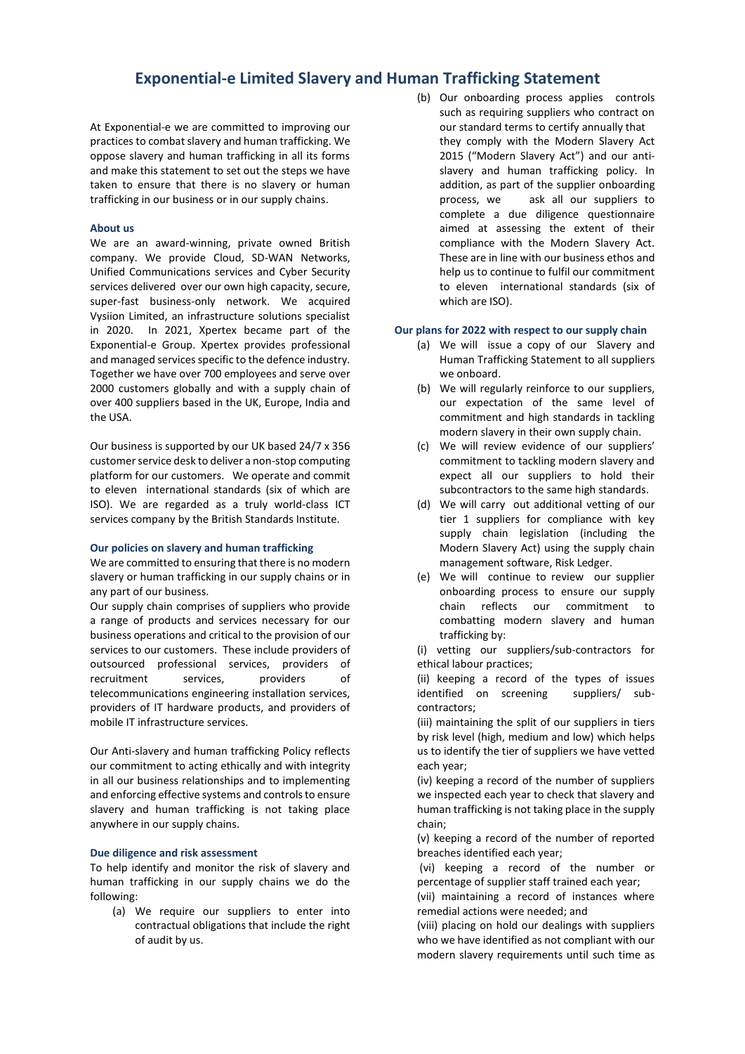# Exponential-e Limited Slavery and Human Trafficking Statement

At Exponential-e we are committed to improving our practices to combat slavery and human trafficking. We oppose slavery and human trafficking in all its forms and make this statement to set out the steps we have taken to ensure that there is no slavery or human trafficking in our business or in our supply chains.

### About us

We are an award-winning, private owned British company. We provide Cloud, SD-WAN Networks, Unified Communications services and Cyber Security services delivered over our own high capacity, secure, super-fast business-only network. We acquired Vysiion Limited, an infrastructure solutions specialist in 2020. In 2021, Xpertex became part of the Exponential-e Group. Xpertex provides professional and managed services specific to the defence industry. Together we have over 700 employees and serve over 2000 customers globally and with a supply chain of over 400 suppliers based in the UK, Europe, India and the USA.

Our business is supported by our UK based 24/7 x 356 customer service desk to deliver a non-stop computing platform for our customers. We operate and commit to eleven international standards (six of which are ISO). We are regarded as a truly world-class ICT services company by the British Standards Institute.

### Our policies on slavery and human trafficking

We are committed to ensuring that there is no modern slavery or human trafficking in our supply chains or in any part of our business.

Our supply chain comprises of suppliers who provide a range of products and services necessary for our business operations and critical to the provision of our services to our customers. These include providers of outsourced professional services, providers of recruitment services, providers of telecommunications engineering installation services, providers of IT hardware products, and providers of mobile IT infrastructure services.

Our Anti-slavery and human trafficking Policy reflects our commitment to acting ethically and with integrity in all our business relationships and to implementing and enforcing effective systems and controls to ensure slavery and human trafficking is not taking place anywhere in our supply chains.

### Due diligence and risk assessment

To help identify and monitor the risk of slavery and human trafficking in our supply chains we do the following:

(a) We require our suppliers to enter into contractual obligations that include the right of audit by us.

(b) Our onboarding process applies controls such as requiring suppliers who contract on our standard terms to certify annually that they comply with the Modern Slavery Act 2015 ("Modern Slavery Act") and our anti-slavery and human trafficking policy. In addition, as part of the supplier onboarding process, we ask all our suppliers to complete a due diligence questionnaire aimed at assessing the extent of their compliance with the Modern Slavery Act. These are in line with our business ethos and help us to continue to fulfil our commitment to eleven international standards (six of which are ISO).

### Our plans for 2022 with respect to our supply chain

(a) We will issue a copy of our Slavery and Human Trafficking Statement to all suppliers we onboard.

(b) We will regularly reinforce to our suppliers, our expectation of the same level of commitment and high standards in tackling modern slavery in their own supply chain.

(c) We will review evidence of our suppliers' commitment to tackling modern slavery and expect all our suppliers to hold their subcontractors to the same high standards.

(d) We will carry out additional vetting of our tier 1 suppliers for compliance with key supply chain legislation (including the Modern Slavery Act) using the supply chain management software, Risk Ledger.

(e) We will continue to review our supplier onboarding process to ensure our supply chain reflects our commitment to combatting modern slavery and human trafficking by:

(i) vetting our suppliers/sub-contractors for ethical labour practices;

(ii) keeping a record of the types of issues identified on screening suppliers/ sub-contractors;

(iii) maintaining the split of our suppliers in tiers by risk level (high, medium and low) which helps us to identify the tier of suppliers we have vetted each year;

(iv) keeping a record of the number of suppliers we inspected each year to check that slavery and human trafficking is not taking place in the supply chain;

(v) keeping a record of the number of reported breaches identified each year;

(vi) keeping a record of the number or percentage of supplier staff trained each year;

(vii) maintaining a record of instances where remedial actions were needed; and

(viii) placing on hold our dealings with suppliers who we have identified as not compliant with our modern slavery requirements until such time as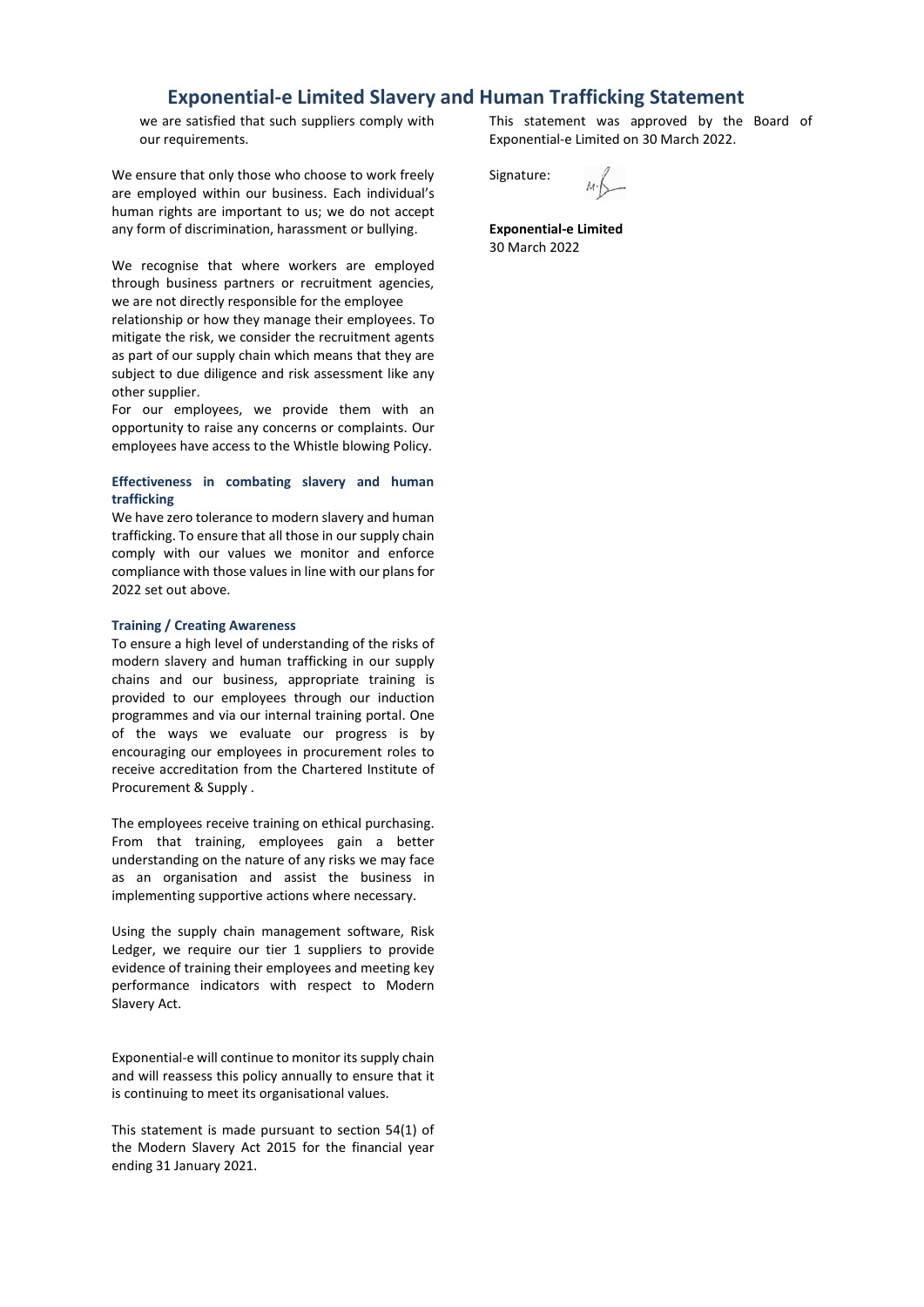# Exponential-e Limited Slavery and Human Trafficking Statement

we are satisfied that such suppliers comply with our requirements.

We ensure that only those who choose to work freely are employed within our business. Each individual's human rights are important to us; we do not accept any form of discrimination, harassment or bullying.

We recognise that where workers are employed through business partners or recruitment agencies, we are not directly responsible for the employee relationship or how they manage their employees. To mitigate the risk, we consider the recruitment agents as part of our supply chain which means that they are subject to due diligence and risk assessment like any other supplier.

For our employees, we provide them with an opportunity to raise any concerns or complaints. Our employees have access to the Whistle blowing Policy.

### Effectiveness in combating slavery and human trafficking

We have zero tolerance to modern slavery and human trafficking. To ensure that all those in our supply chain comply with our values we monitor and enforce compliance with those values in line with our plans for 2022 set out above.

### Training / Creating Awareness

To ensure a high level of understanding of the risks of modern slavery and human trafficking in our supply chains and our business, appropriate training is provided to our employees through our induction programmes and via our internal training portal. One of the ways we evaluate our progress is by encouraging our employees in procurement roles to receive accreditation from the Chartered Institute of Procurement & Supply .

The employees receive training on ethical purchasing. From that training, employees gain a better understanding on the nature of any risks we may face as an organisation and assist the business in implementing supportive actions where necessary.

Using the supply chain management software, Risk Ledger, we require our tier 1 suppliers to provide evidence of training their employees and meeting key performance indicators with respect to Modern Slavery Act.

Exponential-e will continue to monitor its supply chain and will reassess this policy annually to ensure that it is continuing to meet its organisational values.

This statement is made pursuant to section 54(1) of the Modern Slavery Act 2015 for the financial year ending 31 January 2021.

This statement was approved by the Board of Exponential-e Limited on 30 March 2022.

Signature:

**Exponential-e Limited**
30 March 2022